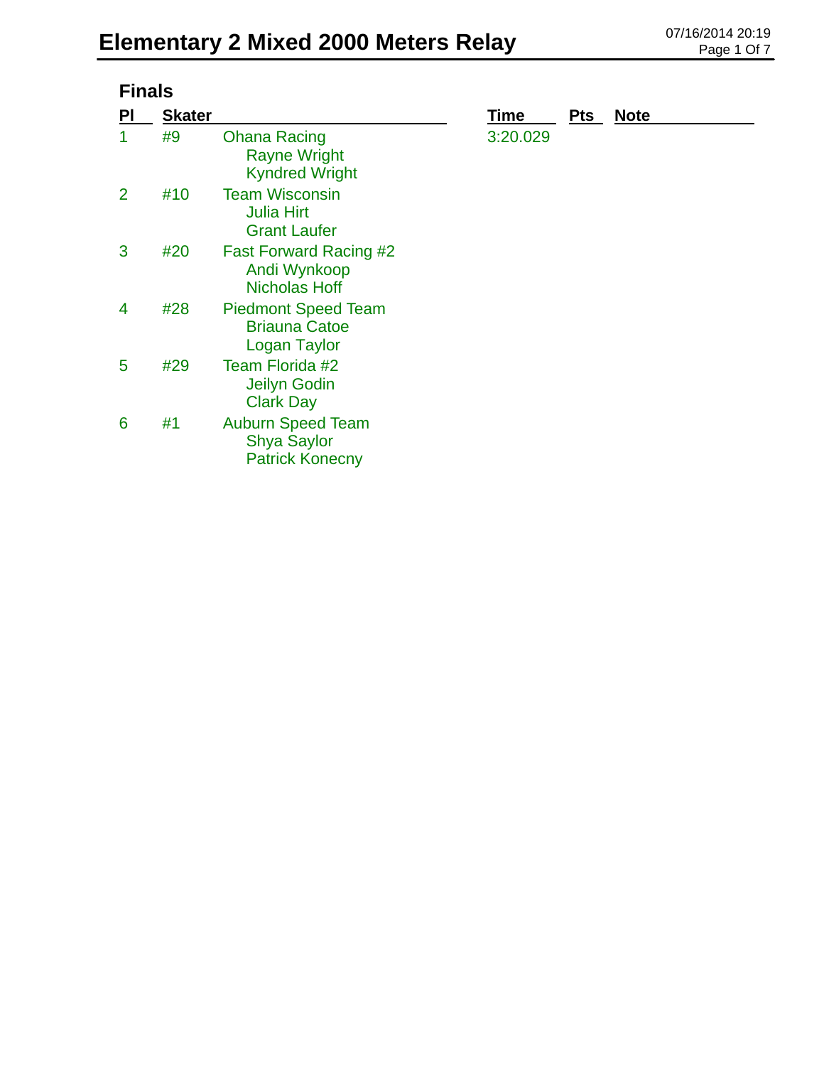# Elementary 2 Mixed 2000 Meters Relay

07/16/2014 20:19

## Finals

| Pl | Skater | | Time | Pts | Note |
|---|---|---|---|---|---|
| 1 | #9 | Ohana Racing<br>Rayne Wright<br>Kyndred Wright | 3:20.029 | | |
| 2 | #10 | Team Wisconsin<br>Julia Hirt<br>Grant Laufer | | | |
| 3 | #20 | Fast Forward Racing #2<br>Andi Wynkoop<br>Nicholas Hoff | | | |
| 4 | #28 | Piedmont Speed Team<br>Briauna Catoe<br>Logan Taylor | | | |
| 5 | #29 | Team Florida #2<br>Jeilyn Godin<br>Clark Day | | | |
| 6 | #1 | Auburn Speed Team<br>Shya Saylor<br>Patrick Konecny | | | |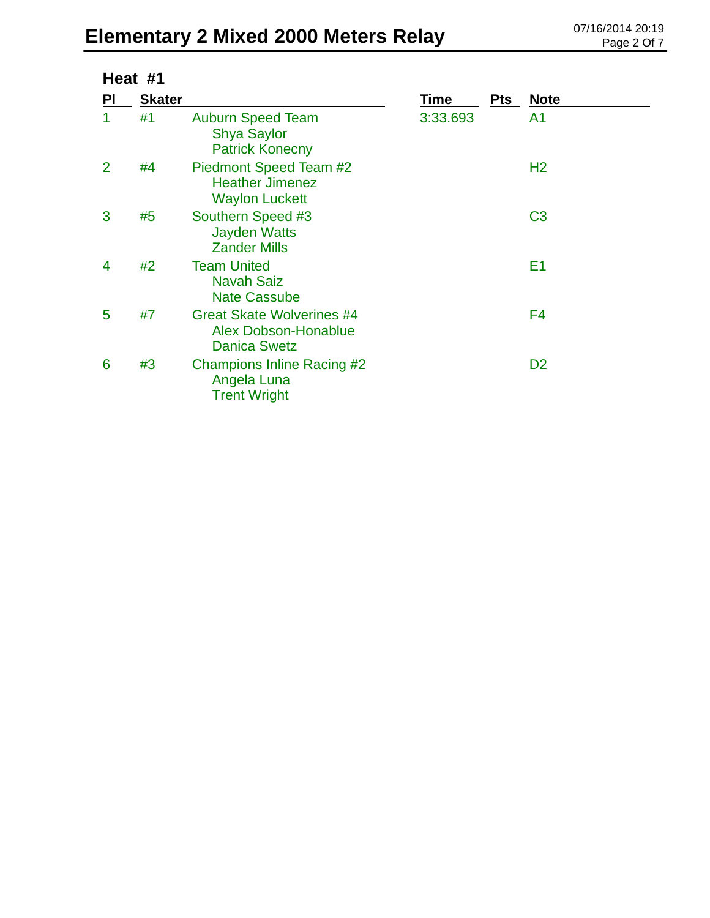# Elementary 2 Mixed 2000 Meters Relay

## Heat #1

| Pl | Skater | | Time | Pts | Note |
|---|---|---|---|---|---|
| 1 | #1 | Auburn Speed Team<br>Shya Saylor<br>Patrick Konecny | 3:33.693 | | A1 |
| 2 | #4 | Piedmont Speed Team #2<br>Heather Jimenez<br>Waylon Luckett | | | H2 |
| 3 | #5 | Southern Speed #3<br>Jayden Watts<br>Zander Mills | | | C3 |
| 4 | #2 | Team United<br>Navah Saiz<br>Nate Cassube | | | E1 |
| 5 | #7 | Great Skate Wolverines #4<br>Alex Dobson-Honablue<br>Danica Swetz | | | F4 |
| 6 | #3 | Champions Inline Racing #2<br>Angela Luna<br>Trent Wright | | | D2 |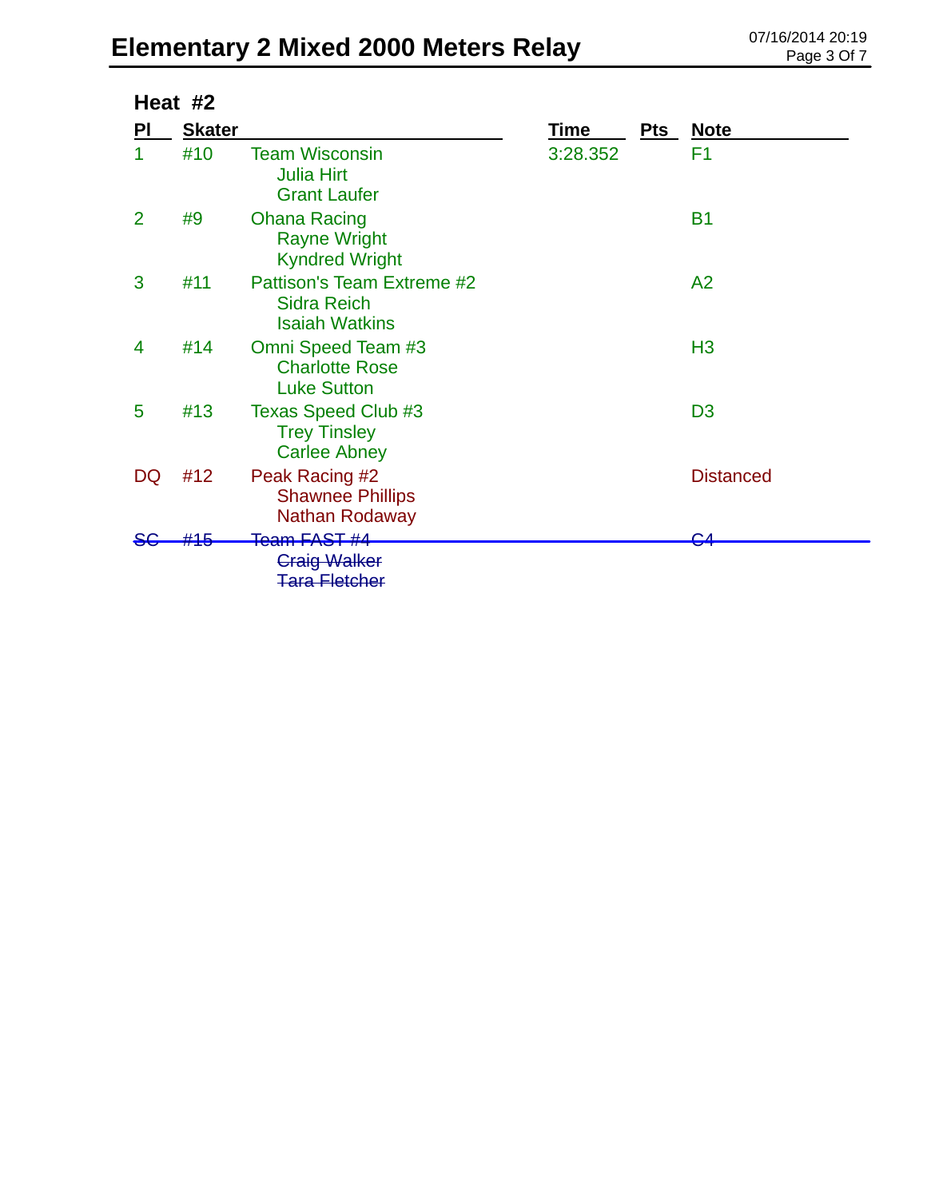# Elementary 2 Mixed 2000 Meters Relay

## Heat #2

| Pl | Skater | | Time | Pts | Note |
|---|---|---|---|---|---|
| 1 | #10 | Team Wisconsin<br>Julia Hirt<br>Grant Laufer | 3:28.352 | | F1 |
| 2 | #9 | Ohana Racing<br>Rayne Wright<br>Kyndred Wright | | | B1 |
| 3 | #11 | Pattison's Team Extreme #2<br>Sidra Reich<br>Isaiah Watkins | | | A2 |
| 4 | #14 | Omni Speed Team #3<br>Charlotte Rose<br>Luke Sutton | | | H3 |
| 5 | #13 | Texas Speed Club #3<br>Trey Tinsley<br>Carlee Abney | | | D3 |
| DQ | #12 | Peak Racing #2<br>Shawnee Phillips<br>Nathan Rodaway | | | Distanced |
| ~~SC~~ | ~~#15~~ | ~~Team FAST #4~~<br>~~Craig Walker~~<br>~~Tara Fletcher~~ | | | ~~C4~~ |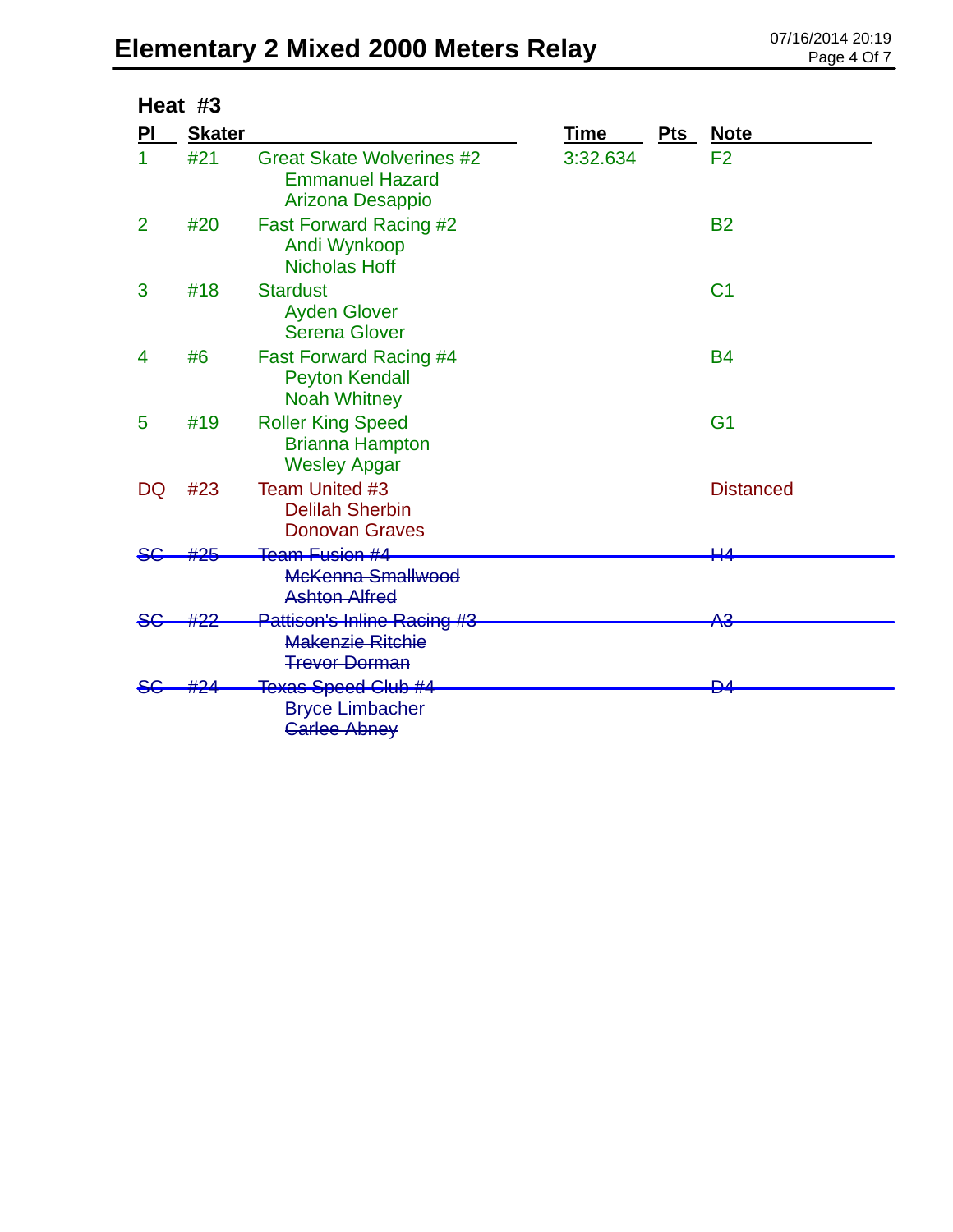# Elementary 2 Mixed 2000 Meters Relay

07/16/2014 20:19

## Heat #3

| Pl | Skater | | Time | Pts | Note |
|---|---|---|---|---|---|
| 1 | #21 | Great Skate Wolverines #2<br>Emmanuel Hazard<br>Arizona Desappio | 3:32.634 | | F2 |
| 2 | #20 | Fast Forward Racing #2<br>Andi Wynkoop<br>Nicholas Hoff | | | B2 |
| 3 | #18 | Stardust<br>Ayden Glover<br>Serena Glover | | | C1 |
| 4 | #6 | Fast Forward Racing #4<br>Peyton Kendall<br>Noah Whitney | | | B4 |
| 5 | #19 | Roller King Speed<br>Brianna Hampton<br>Wesley Apgar | | | G1 |
| DQ | #23 | Team United #3<br>Delilah Sherbin<br>Donovan Graves | | | Distanced |
| ~~SC~~ | ~~#25~~ | ~~Team Fusion #4~~<br>~~McKenna Smallwood~~<br>~~Ashton Alfred~~ | | | ~~H4~~ |
| ~~SC~~ | ~~#22~~ | ~~Pattison's Inline Racing #3~~<br>~~Makenzie Ritchie~~<br>~~Trevor Dorman~~ | | | ~~A3~~ |
| ~~SC~~ | ~~#24~~ | ~~Texas Speed Club #4~~<br>~~Bryce Limbacher~~<br>~~Carlee Abney~~ | | | ~~D4~~ |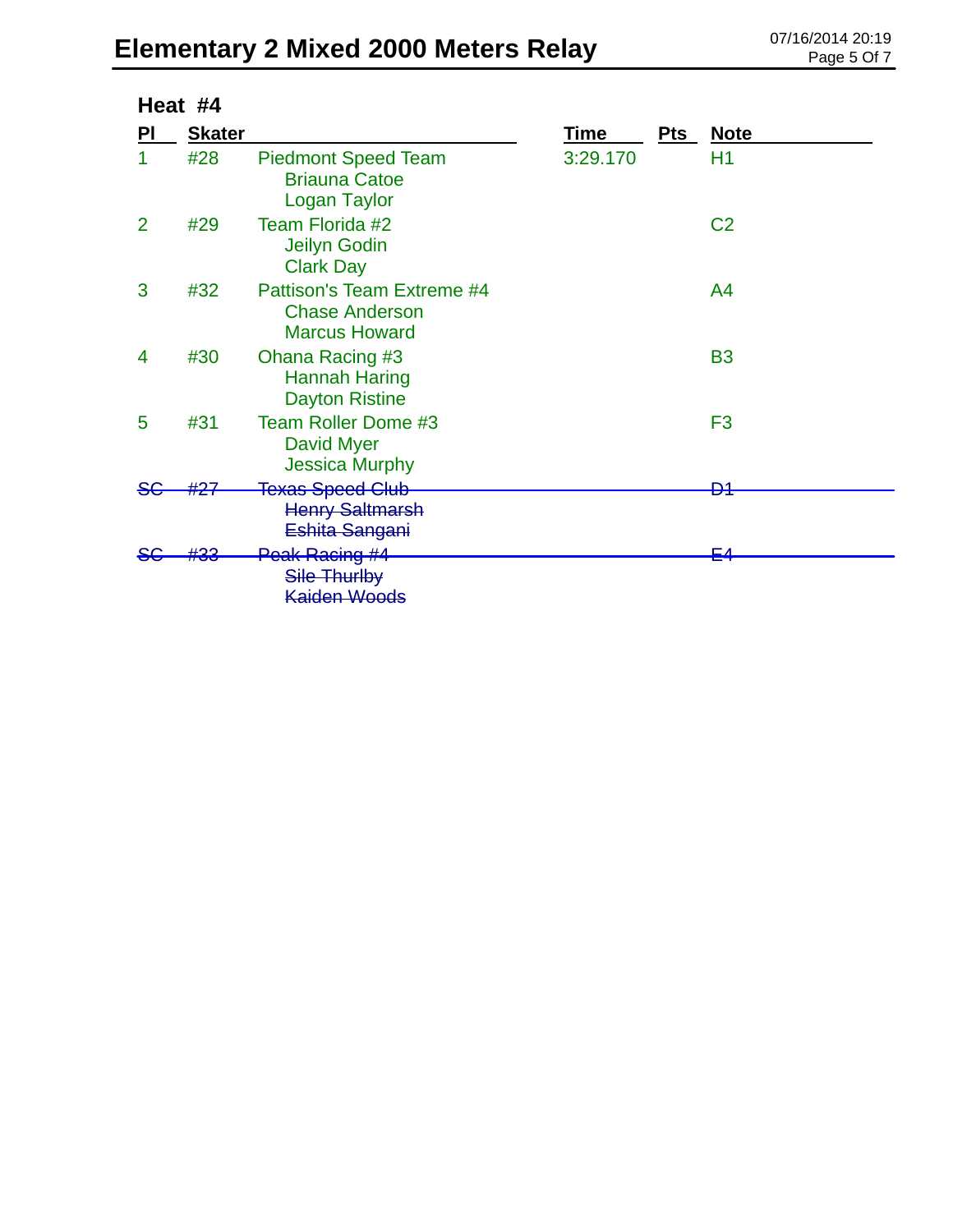# Elementary 2 Mixed 2000 Meters Relay

## Heat #4

| Pl | Skater | | Time | Pts | Note |
|---|---|---|---|---|---|
| 1 | #28 | Piedmont Speed Team<br>Briauna Catoe<br>Logan Taylor | 3:29.170 | | H1 |
| 2 | #29 | Team Florida #2<br>Jeilyn Godin<br>Clark Day | | | C2 |
| 3 | #32 | Pattison's Team Extreme #4<br>Chase Anderson<br>Marcus Howard | | | A4 |
| 4 | #30 | Ohana Racing #3<br>Hannah Haring<br>Dayton Ristine | | | B3 |
| 5 | #31 | Team Roller Dome #3<br>David Myer<br>Jessica Murphy | | | F3 |
| ~~SC~~ | ~~#27~~ | ~~Texas Speed Club~~<br>~~Henry Saltmarsh~~<br>~~Eshita Sangani~~ | | | ~~D1~~ |
| ~~SC~~ | ~~#33~~ | ~~Peak Racing #4~~<br>~~Sile Thurlby~~<br>~~Kaiden Woods~~ | | | ~~E4~~ |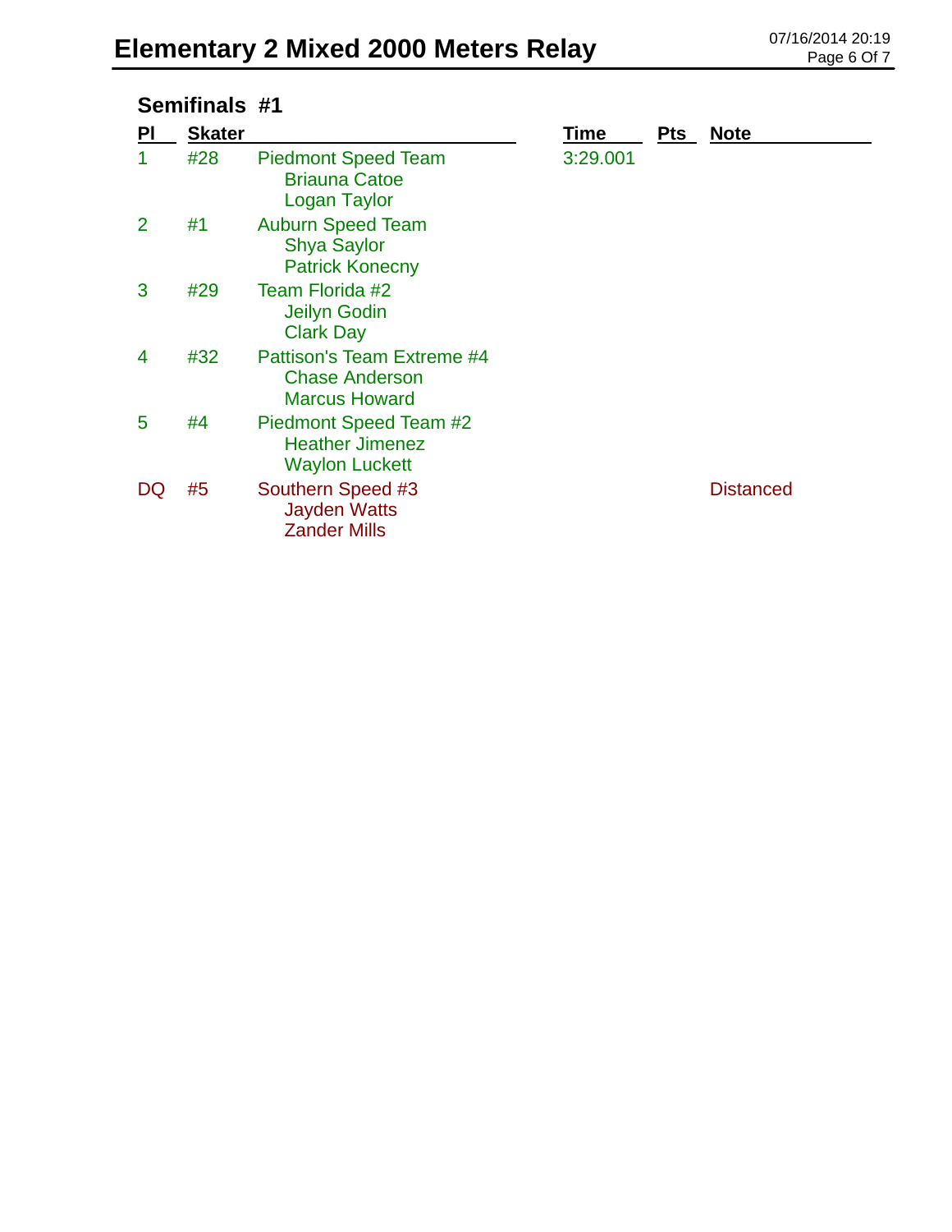# Elementary 2 Mixed 2000 Meters Relay

## Semifinals #1

| Pl | Skater | | Time | Pts | Note |
|---|---|---|---|---|---|
| 1 | #28 | Piedmont Speed Team<br>Briauna Catoe<br>Logan Taylor | 3:29.001 | | |
| 2 | #1 | Auburn Speed Team<br>Shya Saylor<br>Patrick Konecny | | | |
| 3 | #29 | Team Florida #2<br>Jeilyn Godin<br>Clark Day | | | |
| 4 | #32 | Pattison's Team Extreme #4<br>Chase Anderson<br>Marcus Howard | | | |
| 5 | #4 | Piedmont Speed Team #2<br>Heather Jimenez<br>Waylon Luckett | | | |
| DQ | #5 | Southern Speed #3<br>Jayden Watts<br>Zander Mills | | | Distanced |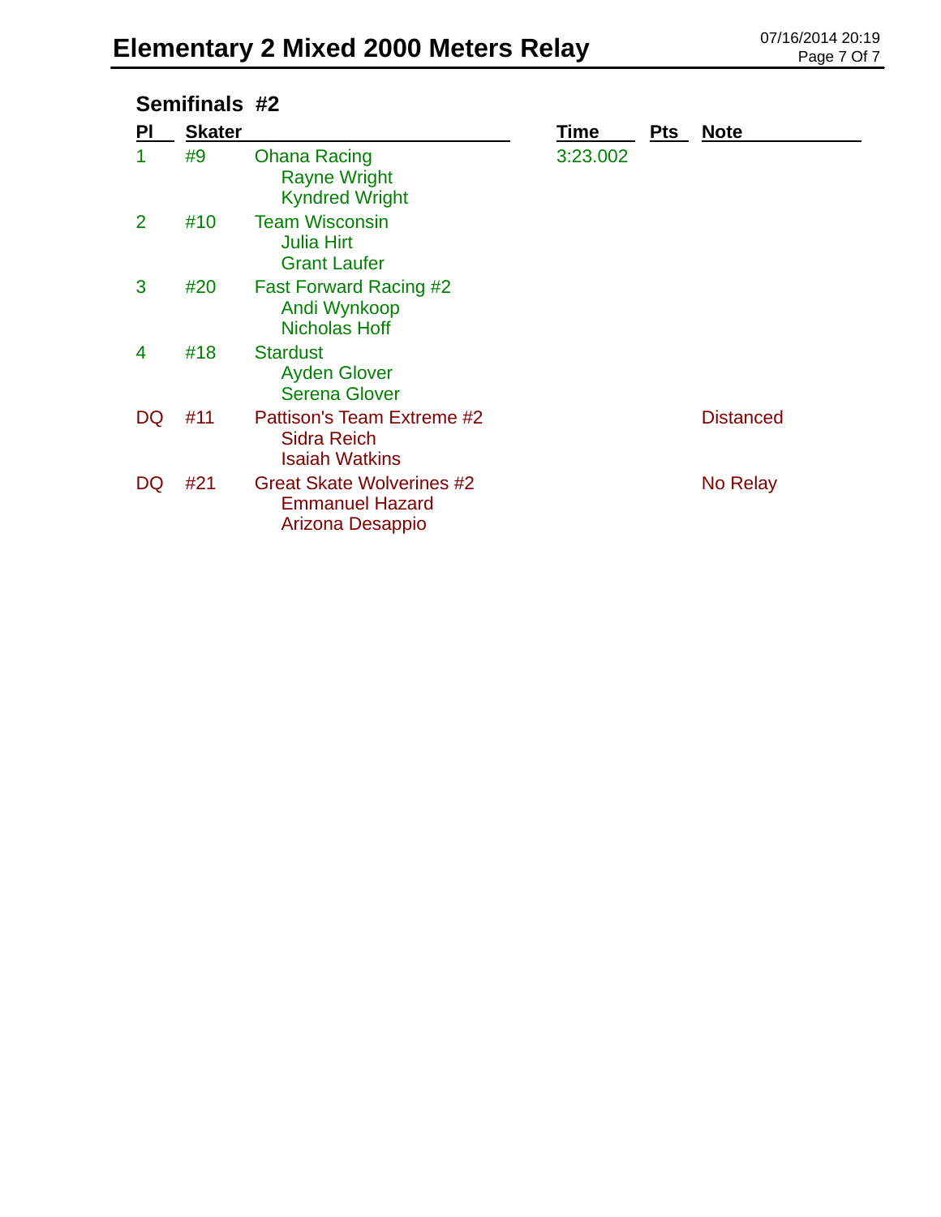# Elementary 2 Mixed 2000 Meters Relay

07/16/2014 20:19

## Semifinals #2

| Pl | Skater | | Time | Pts | Note |
|---|---|---|---|---|---|
| 1 | #9 | Ohana Racing<br>Rayne Wright<br>Kyndred Wright | 3:23.002 | | |
| 2 | #10 | Team Wisconsin<br>Julia Hirt<br>Grant Laufer | | | |
| 3 | #20 | Fast Forward Racing #2<br>Andi Wynkoop<br>Nicholas Hoff | | | |
| 4 | #18 | Stardust<br>Ayden Glover<br>Serena Glover | | | |
| DQ | #11 | Pattison's Team Extreme #2<br>Sidra Reich<br>Isaiah Watkins | | | Distanced |
| DQ | #21 | Great Skate Wolverines #2<br>Emmanuel Hazard<br>Arizona Desappio | | | No Relay |